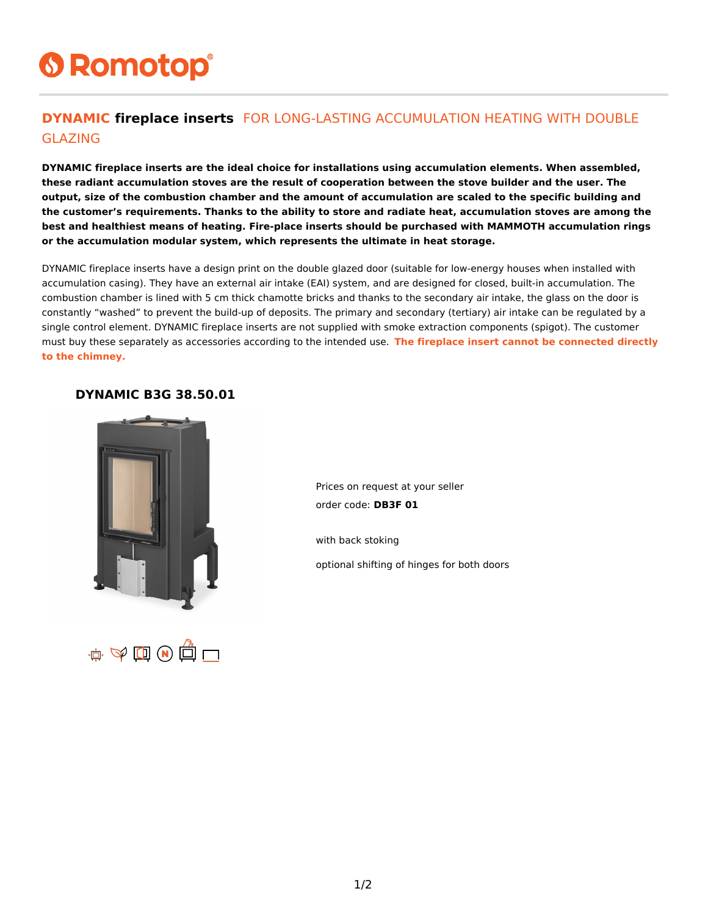# Romotop®

## DYNAMIC fireplace inserts FOR LONG-LASTING ACCUMULATION HEATING WITH DOUBLE GLAZING

**DYNAMIC fireplace inserts are the ideal choice for installations using accumulation elements. When assembled, these radiant accumulation stoves are the result of cooperation between the stove builder and the user. The output, size of the combustion chamber and the amount of accumulation are scaled to the specific building and the customer's requirements. Thanks to the ability to store and radiate heat, accumulation stoves are among the best and healthiest means of heating. Fire-place inserts should be purchased with MAMMOTH accumulation rings or the accumulation modular system, which represents the ultimate in heat storage.**

DYNAMIC fireplace inserts have a design print on the double glazed door (suitable for low-energy houses when installed with accumulation casing). They have an external air intake (EAI) system, and are designed for closed, built-in accumulation. The combustion chamber is lined with 5 cm thick chamotte bricks and thanks to the secondary air intake, the glass on the door is constantly "washed" to prevent the build-up of deposits. The primary and secondary (tertiary) air intake can be regulated by a single control element. DYNAMIC fireplace inserts are not supplied with smoke extraction components (spigot). The customer must buy these separately as accessories according to the intended use. **The fireplace insert cannot be connected directly to the chimney.**

### DYNAMIC B3G 38.50.01

Prices on request at your seller

order code: **DB3F 01**

with back stoking

optional shifting of hinges for both doors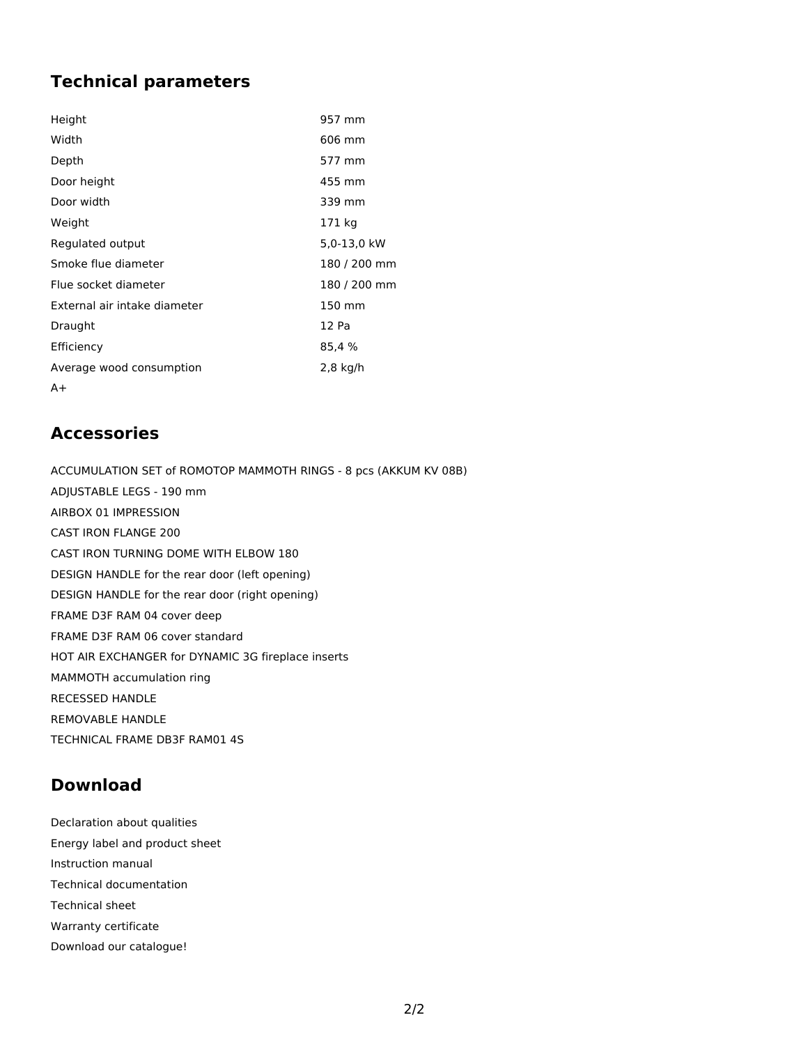## Technical parameters

| | |
|---|---|
| Height | 957 mm |
| Width | 606 mm |
| Depth | 577 mm |
| Door height | 455 mm |
| Door width | 339 mm |
| Weight | 171 kg |
| Regulated output | 5,0-13,0 kW |
| Smoke flue diameter | 180 / 200 mm |
| Flue socket diameter | 180 / 200 mm |
| External air intake diameter | 150 mm |
| Draught | 12 Pa |
| Efficiency | 85,4 % |
| Average wood consumption | 2,8 kg/h |
| A+ | |

## Accessories

ACCUMULATION SET of ROMOTOP MAMMOTH RINGS - 8 pcs (AKKUM KV 08B)
ADJUSTABLE LEGS - 190 mm
AIRBOX 01 IMPRESSION
CAST IRON FLANGE 200
CAST IRON TURNING DOME WITH ELBOW 180
DESIGN HANDLE for the rear door (left opening)
DESIGN HANDLE for the rear door (right opening)
FRAME D3F RAM 04 cover deep
FRAME D3F RAM 06 cover standard
HOT AIR EXCHANGER for DYNAMIC 3G fireplace inserts
MAMMOTH accumulation ring
RECESSED HANDLE
REMOVABLE HANDLE
TECHNICAL FRAME DB3F RAM01 4S

## Download

Declaration about qualities
Energy label and product sheet
Instruction manual
Technical documentation
Technical sheet
Warranty certificate
Download our catalogue!